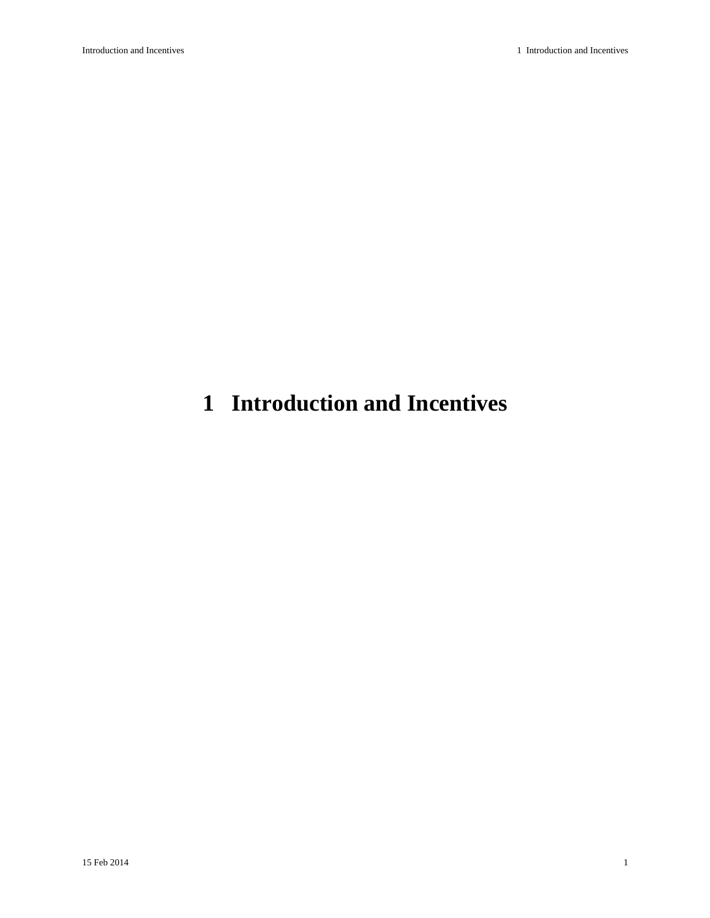# 1 Introduction and Incentives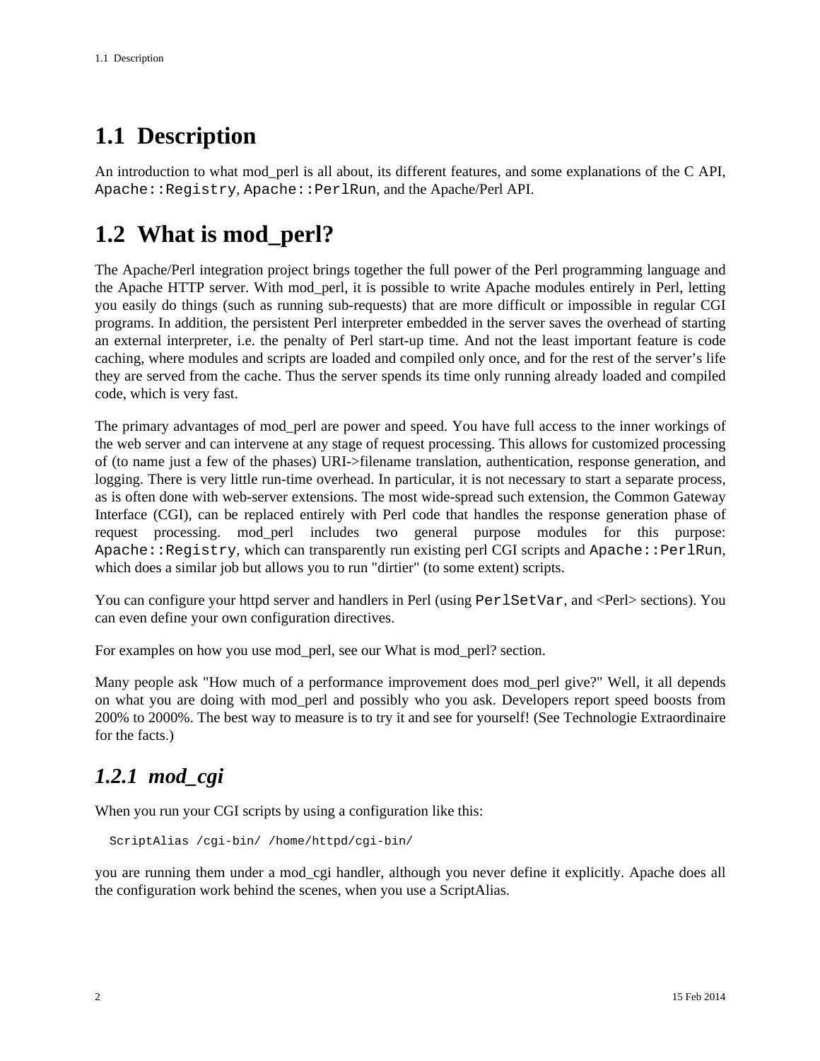## 1.1 Description

An introduction to what mod_perl is all about, its different features, and some explanations of the C API, `Apache::Registry`, `Apache::PerlRun`, and the Apache/Perl API.

## 1.2 What is mod_perl?

The Apache/Perl integration project brings together the full power of the Perl programming language and the Apache HTTP server. With mod_perl, it is possible to write Apache modules entirely in Perl, letting you easily do things (such as running sub-requests) that are more difficult or impossible in regular CGI programs. In addition, the persistent Perl interpreter embedded in the server saves the overhead of starting an external interpreter, i.e. the penalty of Perl start-up time. And not the least important feature is code caching, where modules and scripts are loaded and compiled only once, and for the rest of the server's life they are served from the cache. Thus the server spends its time only running already loaded and compiled code, which is very fast.

The primary advantages of mod_perl are power and speed. You have full access to the inner workings of the web server and can intervene at any stage of request processing. This allows for customized processing of (to name just a few of the phases) URI->filename translation, authentication, response generation, and logging. There is very little run-time overhead. In particular, it is not necessary to start a separate process, as is often done with web-server extensions. The most wide-spread such extension, the Common Gateway Interface (CGI), can be replaced entirely with Perl code that handles the response generation phase of request processing. mod_perl includes two general purpose modules for this purpose: `Apache::Registry`, which can transparently run existing perl CGI scripts and `Apache::PerlRun`, which does a similar job but allows you to run "dirtier" (to some extent) scripts.

You can configure your httpd server and handlers in Perl (using `PerlSetVar`, and <Perl> sections). You can even define your own configuration directives.

For examples on how you use mod_perl, see our What is mod_perl? section.

Many people ask "How much of a performance improvement does mod_perl give?" Well, it all depends on what you are doing with mod_perl and possibly who you ask. Developers report speed boosts from 200% to 2000%. The best way to measure is to try it and see for yourself! (See Technologie Extraordinaire for the facts.)

### *1.2.1 mod_cgi*

When you run your CGI scripts by using a configuration like this:

```
ScriptAlias /cgi-bin/ /home/httpd/cgi-bin/
```

you are running them under a mod_cgi handler, although you never define it explicitly. Apache does all the configuration work behind the scenes, when you use a ScriptAlias.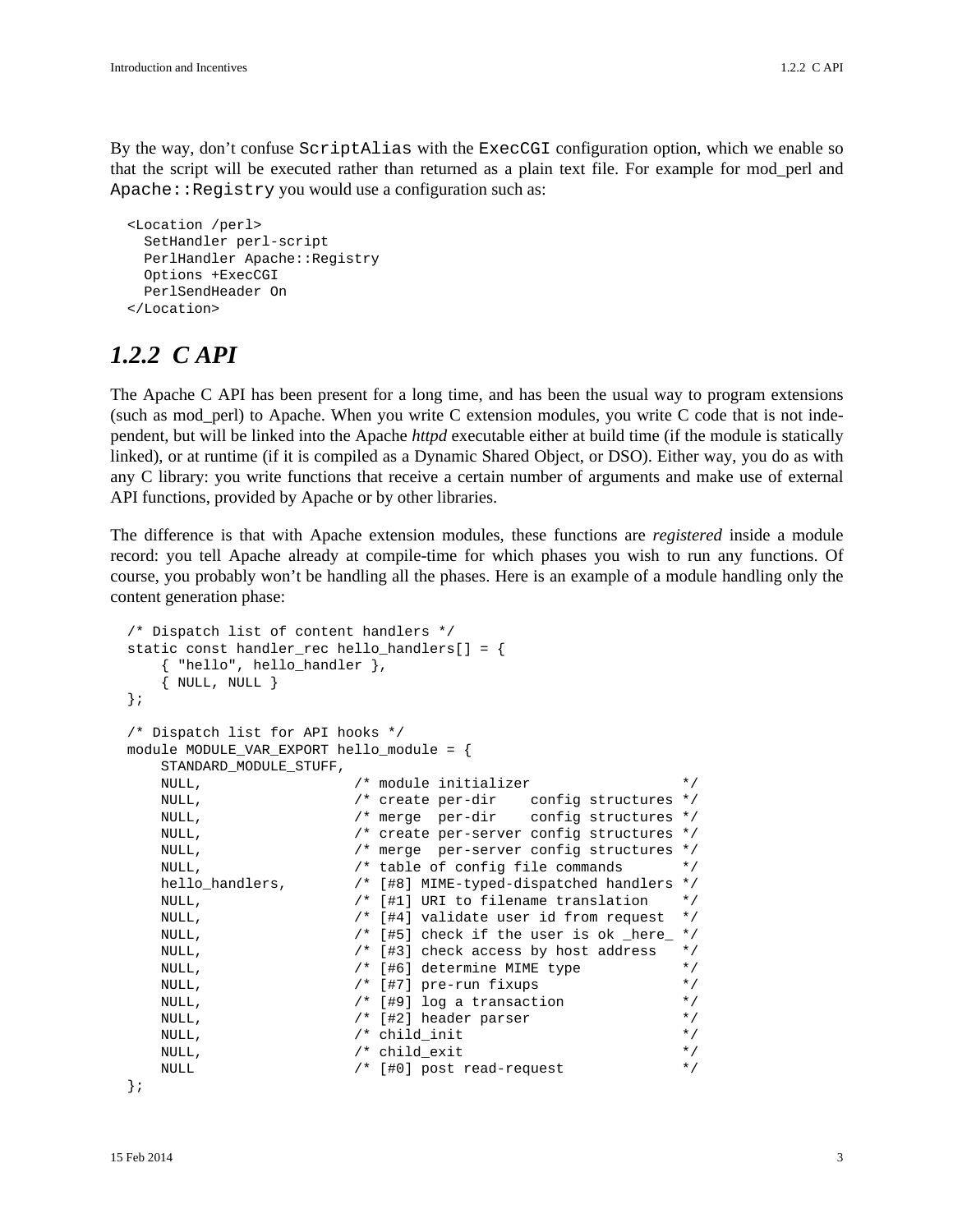By the way, don't confuse `ScriptAlias` with the `ExecCGI` configuration option, which we enable so that the script will be executed rather than returned as a plain text file. For example for mod_perl and `Apache::Registry` you would use a configuration such as:

```
<Location /perl>
  SetHandler perl-script
  PerlHandler Apache::Registry
  Options +ExecCGI
  PerlSendHeader On
</Location>
```

### *1.2.2 C API*

The Apache C API has been present for a long time, and has been the usual way to program extensions (such as mod_perl) to Apache. When you write C extension modules, you write C code that is not independent, but will be linked into the Apache *httpd* executable either at build time (if the module is statically linked), or at runtime (if it is compiled as a Dynamic Shared Object, or DSO). Either way, you do as with any C library: you write functions that receive a certain number of arguments and make use of external API functions, provided by Apache or by other libraries.

The difference is that with Apache extension modules, these functions are *registered* inside a module record: you tell Apache already at compile-time for which phases you wish to run any functions. Of course, you probably won't be handling all the phases. Here is an example of a module handling only the content generation phase:

```
/* Dispatch list of content handlers */
static const handler_rec hello_handlers[] = {
    { "hello", hello_handler },
    { NULL, NULL }
};

/* Dispatch list for API hooks */
module MODULE_VAR_EXPORT hello_module = {
    STANDARD_MODULE_STUFF,
    NULL,                  /* module initializer                 */
    NULL,                  /* create per-dir    config structures */
    NULL,                  /* merge  per-dir    config structures */
    NULL,                  /* create per-server config structures */
    NULL,                  /* merge  per-server config structures */
    NULL,                  /* table of config file commands       */
    hello_handlers,        /* [#8] MIME-typed-dispatched handlers */
    NULL,                  /* [#1] URI to filename translation    */
    NULL,                  /* [#4] validate user id from request  */
    NULL,                  /* [#5] check if the user is ok _here_ */
    NULL,                  /* [#3] check access by host address   */
    NULL,                  /* [#6] determine MIME type            */
    NULL,                  /* [#7] pre-run fixups                 */
    NULL,                  /* [#9] log a transaction              */
    NULL,                  /* [#2] header parser                  */
    NULL,                  /* child_init                          */
    NULL,                  /* child_exit                          */
    NULL                   /* [#0] post read-request              */
};
```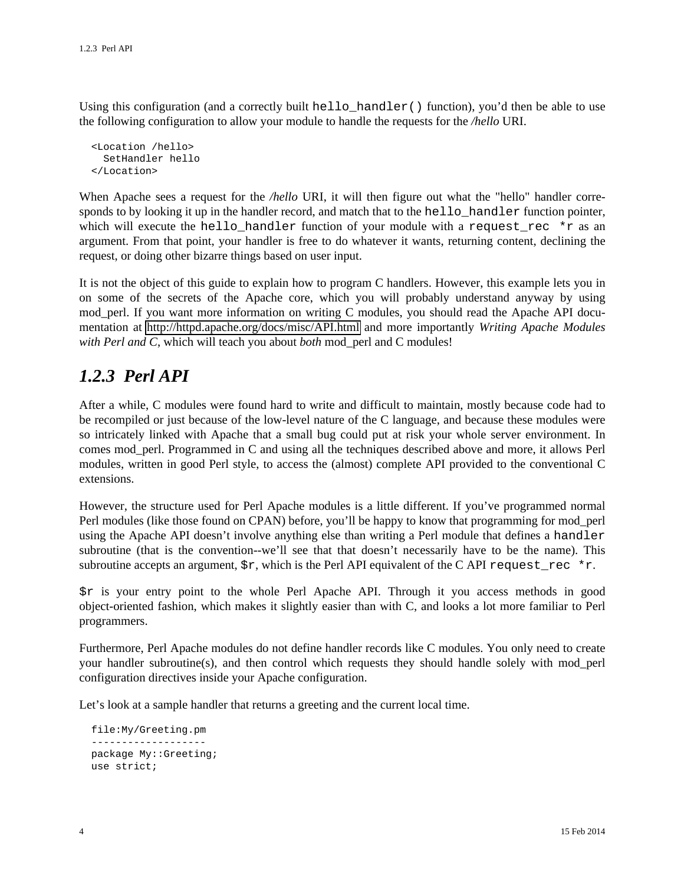Using this configuration (and a correctly built `hello_handler()` function), you'd then be able to use the following configuration to allow your module to handle the requests for the */hello* URI.

```
<Location /hello>
  SetHandler hello
</Location>
```

When Apache sees a request for the */hello* URI, it will then figure out what the "hello" handler corresponds to by looking it up in the handler record, and match that to the `hello_handler` function pointer, which will execute the `hello_handler` function of your module with a `request_rec *r` as an argument. From that point, your handler is free to do whatever it wants, returning content, declining the request, or doing other bizarre things based on user input.

It is not the object of this guide to explain how to program C handlers. However, this example lets you in on some of the secrets of the Apache core, which you will probably understand anyway by using mod_perl. If you want more information on writing C modules, you should read the Apache API documentation at http://httpd.apache.org/docs/misc/API.html and more importantly *Writing Apache Modules with Perl and C*, which will teach you about *both* mod_perl and C modules!

### 1.2.3 Perl API

After a while, C modules were found hard to write and difficult to maintain, mostly because code had to be recompiled or just because of the low-level nature of the C language, and because these modules were so intricately linked with Apache that a small bug could put at risk your whole server environment. In comes mod_perl. Programmed in C and using all the techniques described above and more, it allows Perl modules, written in good Perl style, to access the (almost) complete API provided to the conventional C extensions.

However, the structure used for Perl Apache modules is a little different. If you've programmed normal Perl modules (like those found on CPAN) before, you'll be happy to know that programming for mod_perl using the Apache API doesn't involve anything else than writing a Perl module that defines a `handler` subroutine (that is the convention--we'll see that that doesn't necessarily have to be the name). This subroutine accepts an argument, `$r`, which is the Perl API equivalent of the C API `request_rec *r`.

`$r` is your entry point to the whole Perl Apache API. Through it you access methods in good object-oriented fashion, which makes it slightly easier than with C, and looks a lot more familiar to Perl programmers.

Furthermore, Perl Apache modules do not define handler records like C modules. You only need to create your handler subroutine(s), and then control which requests they should handle solely with mod_perl configuration directives inside your Apache configuration.

Let's look at a sample handler that returns a greeting and the current local time.

```
file:My/Greeting.pm
-------------------
package My::Greeting;
use strict;
```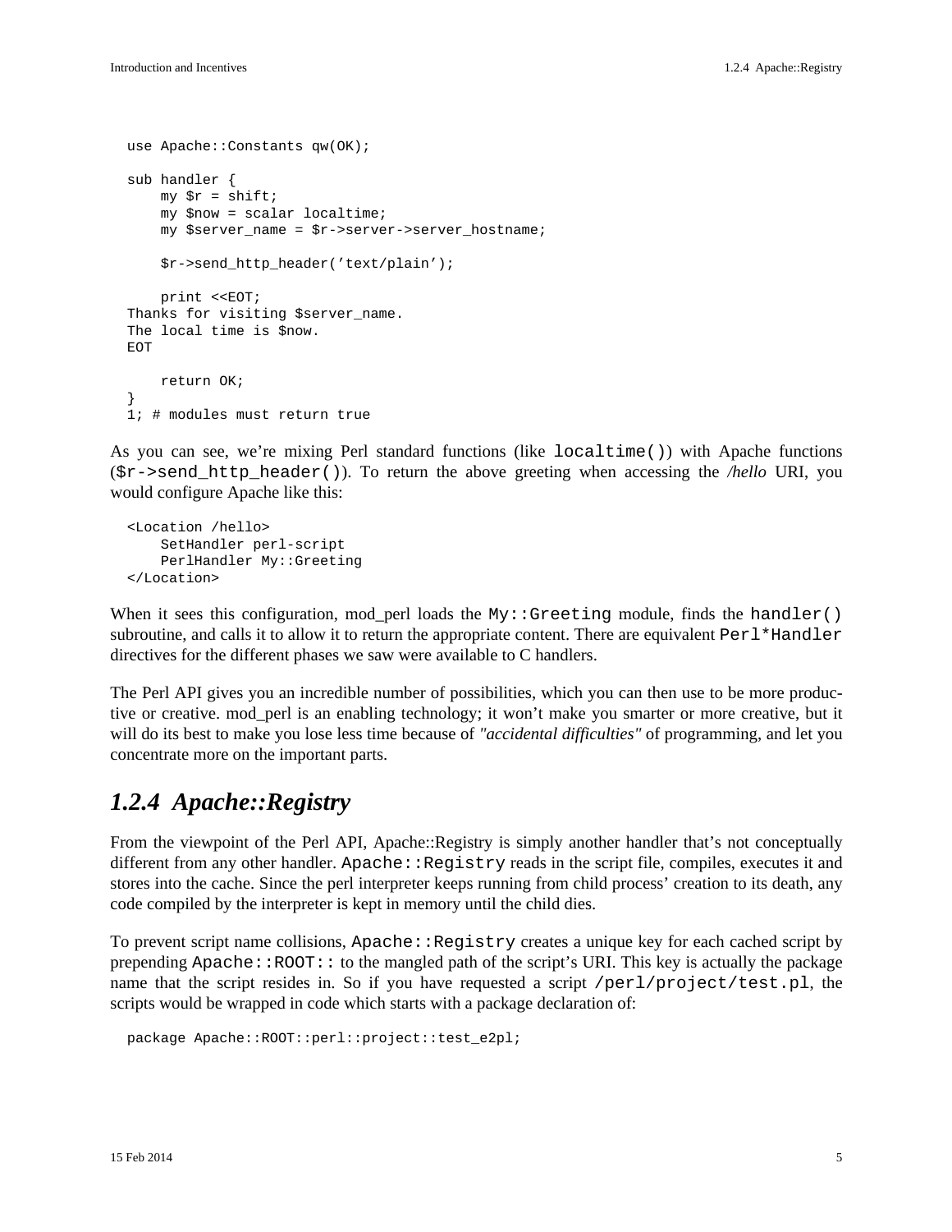```
use Apache::Constants qw(OK);

sub handler {
    my $r = shift;
    my $now = scalar localtime;
    my $server_name = $r->server->server_hostname;

    $r->send_http_header('text/plain');

    print <<EOT;
Thanks for visiting $server_name.
The local time is $now.
EOT

    return OK;
}
1; # modules must return true
```

As you can see, we're mixing Perl standard functions (like `localtime()`) with Apache functions (`$r->send_http_header()`). To return the above greeting when accessing the */hello* URI, you would configure Apache like this:

```
<Location /hello>
    SetHandler perl-script
    PerlHandler My::Greeting
</Location>
```

When it sees this configuration, mod_perl loads the `My::Greeting` module, finds the `handler()` subroutine, and calls it to allow it to return the appropriate content. There are equivalent `Perl*Handler` directives for the different phases we saw were available to C handlers.

The Perl API gives you an incredible number of possibilities, which you can then use to be more productive or creative. mod_perl is an enabling technology; it won't make you smarter or more creative, but it will do its best to make you lose less time because of *"accidental difficulties"* of programming, and let you concentrate more on the important parts.

## 1.2.4 Apache::Registry

From the viewpoint of the Perl API, Apache::Registry is simply another handler that's not conceptually different from any other handler. `Apache::Registry` reads in the script file, compiles, executes it and stores into the cache. Since the perl interpreter keeps running from child process' creation to its death, any code compiled by the interpreter is kept in memory until the child dies.

To prevent script name collisions, `Apache::Registry` creates a unique key for each cached script by prepending `Apache::ROOT::` to the mangled path of the script's URI. This key is actually the package name that the script resides in. So if you have requested a script `/perl/project/test.pl`, the scripts would be wrapped in code which starts with a package declaration of:

```
package Apache::ROOT::perl::project::test_e2pl;
```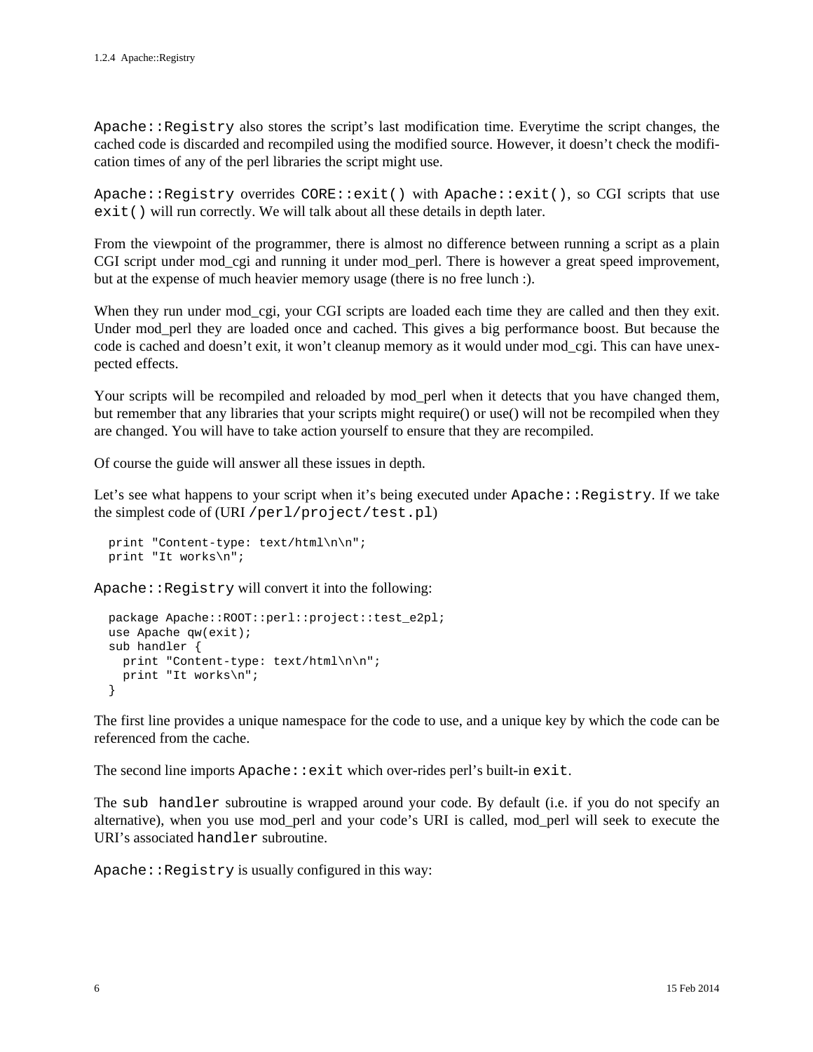`Apache::Registry` also stores the script's last modification time. Everytime the script changes, the cached code is discarded and recompiled using the modified source. However, it doesn't check the modification times of any of the perl libraries the script might use.

`Apache::Registry` overrides `CORE::exit()` with `Apache::exit()`, so CGI scripts that use `exit()` will run correctly. We will talk about all these details in depth later.

From the viewpoint of the programmer, there is almost no difference between running a script as a plain CGI script under mod_cgi and running it under mod_perl. There is however a great speed improvement, but at the expense of much heavier memory usage (there is no free lunch :).

When they run under mod_cgi, your CGI scripts are loaded each time they are called and then they exit. Under mod_perl they are loaded once and cached. This gives a big performance boost. But because the code is cached and doesn't exit, it won't cleanup memory as it would under mod_cgi. This can have unexpected effects.

Your scripts will be recompiled and reloaded by mod_perl when it detects that you have changed them, but remember that any libraries that your scripts might require() or use() will not be recompiled when they are changed. You will have to take action yourself to ensure that they are recompiled.

Of course the guide will answer all these issues in depth.

Let's see what happens to your script when it's being executed under `Apache::Registry`. If we take the simplest code of (URI `/perl/project/test.pl`)

```
print "Content-type: text/html\n\n";
print "It works\n";
```

`Apache::Registry` will convert it into the following:

```
package Apache::ROOT::perl::project::test_e2pl;
use Apache qw(exit);
sub handler {
  print "Content-type: text/html\n\n";
  print "It works\n";
}
```

The first line provides a unique namespace for the code to use, and a unique key by which the code can be referenced from the cache.

The second line imports `Apache::exit` which over-rides perl's built-in `exit`.

The `sub handler` subroutine is wrapped around your code. By default (i.e. if you do not specify an alternative), when you use mod_perl and your code's URI is called, mod_perl will seek to execute the URI's associated `handler` subroutine.

`Apache::Registry` is usually configured in this way: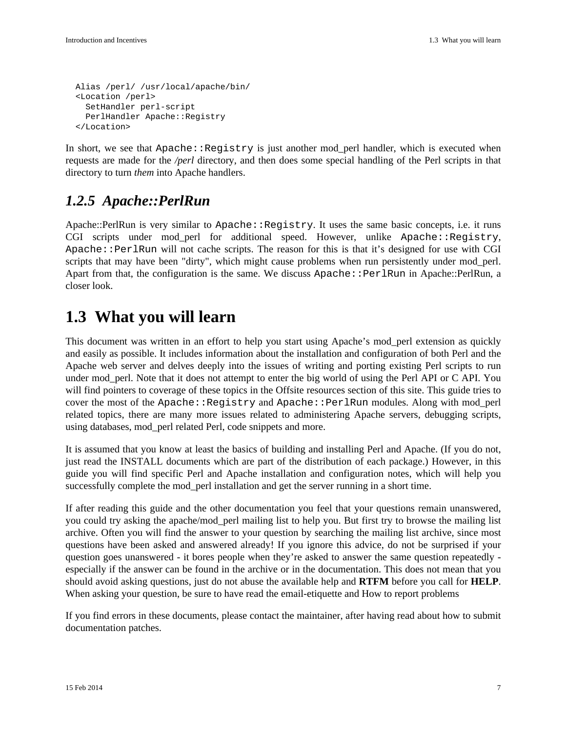```
Alias /perl/ /usr/local/apache/bin/
<Location /perl>
  SetHandler perl-script
  PerlHandler Apache::Registry
</Location>
```

In short, we see that `Apache::Registry` is just another mod_perl handler, which is executed when requests are made for the */perl* directory, and then does some special handling of the Perl scripts in that directory to turn *them* into Apache handlers.

### *1.2.5 Apache::PerlRun*

Apache::PerlRun is very similar to `Apache::Registry`. It uses the same basic concepts, i.e. it runs CGI scripts under mod_perl for additional speed. However, unlike `Apache::Registry`, `Apache::PerlRun` will not cache scripts. The reason for this is that it's designed for use with CGI scripts that may have been "dirty", which might cause problems when run persistently under mod_perl. Apart from that, the configuration is the same. We discuss `Apache::PerlRun` in Apache::PerlRun, a closer look.

## 1.3 What you will learn

This document was written in an effort to help you start using Apache's mod_perl extension as quickly and easily as possible. It includes information about the installation and configuration of both Perl and the Apache web server and delves deeply into the issues of writing and porting existing Perl scripts to run under mod_perl. Note that it does not attempt to enter the big world of using the Perl API or C API. You will find pointers to coverage of these topics in the Offsite resources section of this site. This guide tries to cover the most of the `Apache::Registry` and `Apache::PerlRun` modules. Along with mod_perl related topics, there are many more issues related to administering Apache servers, debugging scripts, using databases, mod_perl related Perl, code snippets and more.

It is assumed that you know at least the basics of building and installing Perl and Apache. (If you do not, just read the INSTALL documents which are part of the distribution of each package.) However, in this guide you will find specific Perl and Apache installation and configuration notes, which will help you successfully complete the mod_perl installation and get the server running in a short time.

If after reading this guide and the other documentation you feel that your questions remain unanswered, you could try asking the apache/mod_perl mailing list to help you. But first try to browse the mailing list archive. Often you will find the answer to your question by searching the mailing list archive, since most questions have been asked and answered already! If you ignore this advice, do not be surprised if your question goes unanswered - it bores people when they're asked to answer the same question repeatedly - especially if the answer can be found in the archive or in the documentation. This does not mean that you should avoid asking questions, just do not abuse the available help and **RTFM** before you call for **HELP**. When asking your question, be sure to have read the email-etiquette and How to report problems

If you find errors in these documents, please contact the maintainer, after having read about how to submit documentation patches.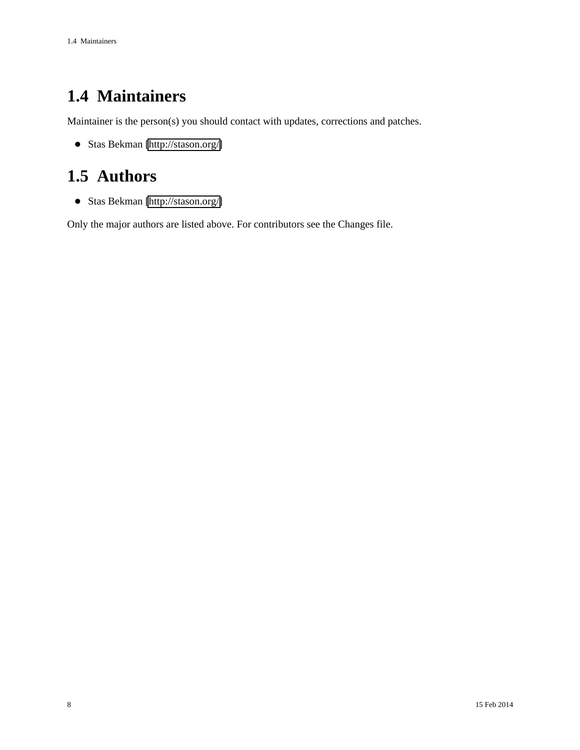## 1.4 Maintainers

Maintainer is the person(s) you should contact with updates, corrections and patches.

- Stas Bekman [http://stason.org/]

## 1.5 Authors

- Stas Bekman [http://stason.org/]

Only the major authors are listed above. For contributors see the Changes file.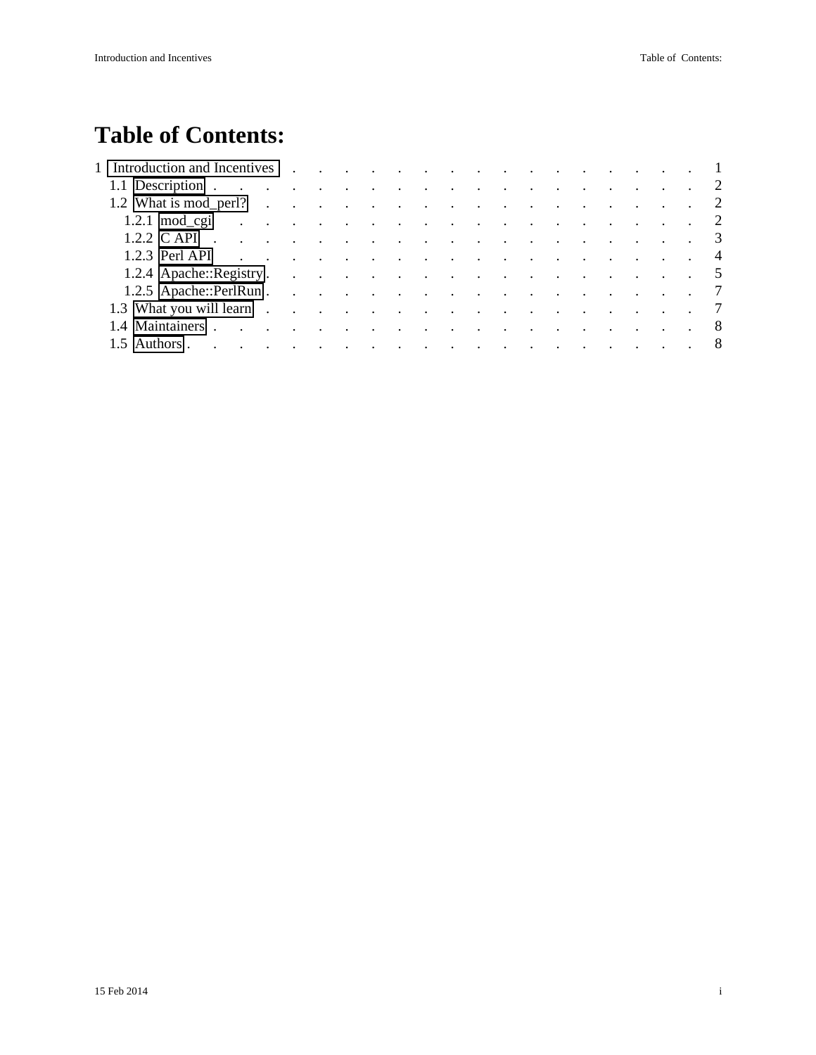# Table of Contents:

- 1 Introduction and Incentives . . . . . 1
  - 1.1 Description . . . . . 2
  - 1.2 What is mod_perl? . . . . . 2
    - 1.2.1 mod_cgi . . . . . 2
    - 1.2.2 C API . . . . . 3
    - 1.2.3 Perl API . . . . . 4
    - 1.2.4 Apache::Registry . . . . . 5
    - 1.2.5 Apache::PerlRun . . . . . 7
  - 1.3 What you will learn . . . . . 7
  - 1.4 Maintainers . . . . . 8
  - 1.5 Authors . . . . . 8